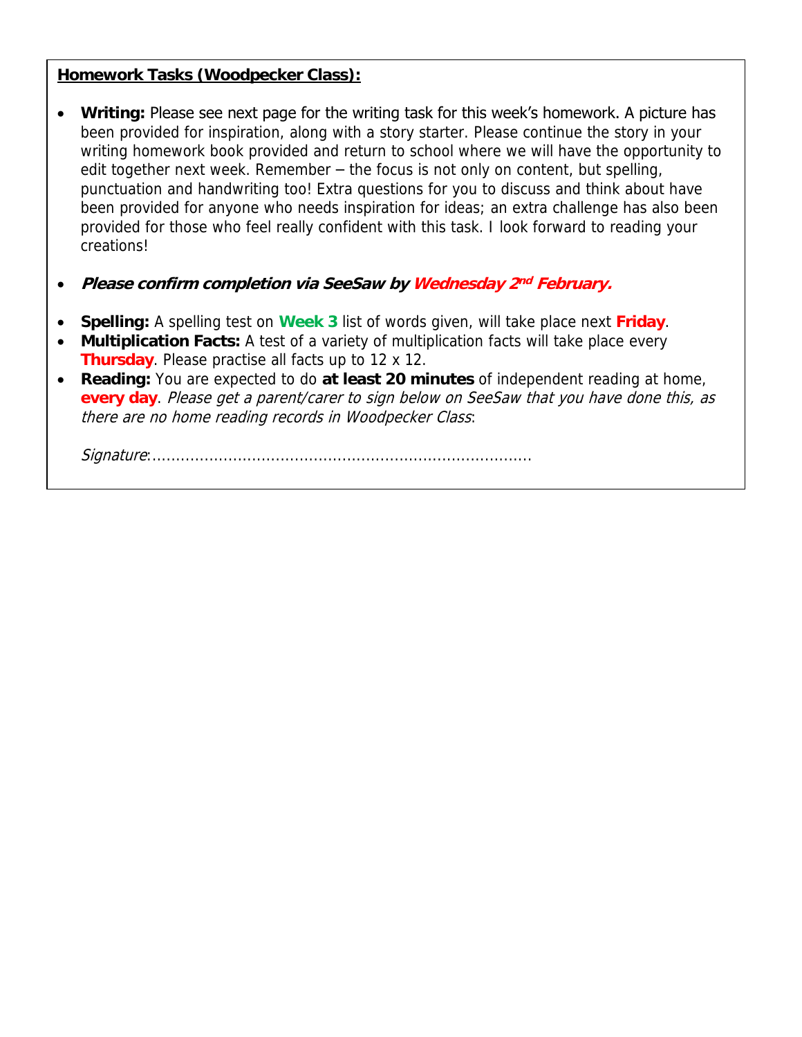**<u>Homework Tasks (Woodpecker Class):</u>**

- **Writing:** Please see next page for the writing task for this week's homework. A picture has been provided for inspiration, along with a story starter. Please continue the story in your writing homework book provided and return to school where we will have the opportunity to edit together next week. Remember – the focus is not only on content, but spelling, punctuation and handwriting too! Extra questions for you to discuss and think about have been provided for anyone who needs inspiration for ideas; an extra challenge has also been provided for those who feel really confident with this task. I look forward to reading your creations!

- ***Please confirm completion via SeeSaw by Wednesday 2nd February.***

- **Spelling:** A spelling test on **Week 3** list of words given, will take place next **Friday**.
- **Multiplication Facts:** A test of a variety of multiplication facts will take place every **Thursday**. Please practise all facts up to 12 x 12.
- **Reading:** You are expected to do **at least 20 minutes** of independent reading at home, **every day**. *Please get a parent/carer to sign below on SeeSaw that you have done this, as there are no home reading records in Woodpecker Class*:

  *Signature*:...............................................................................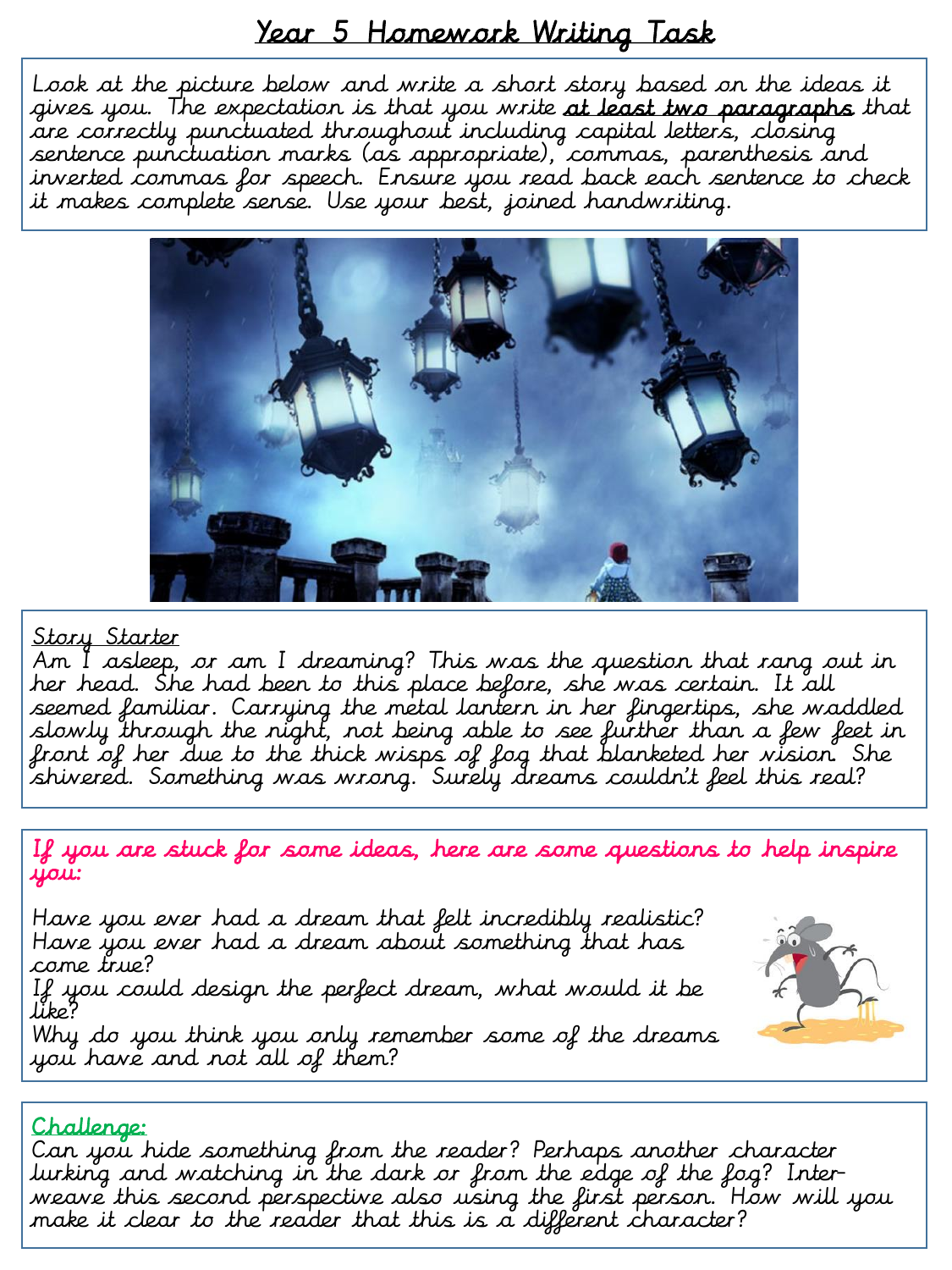# Year 5 Homework Writing Task

Look at the picture below and write a short story based on the ideas it gives you. The expectation is that you write **at least two paragraphs** that are correctly punctuated throughout including capital letters, closing sentence punctuation marks (as appropriate), commas, parenthesis and inverted commas for speech. Ensure you read back each sentence to check it makes complete sense. Use your best, joined handwriting.

Story Starter

Am I asleep, or am I dreaming? This was the question that rang out in her head. She had been to this place before, she was certain. It all seemed familiar. Carrying the metal lantern in her fingertips, she waddled slowly through the night, not being able to see further than a few feet in front of her due to the thick wisps of fog that blanketed her vision. She shivered. Something was wrong. Surely dreams couldn't feel this real?

If you are stuck for some ideas, here are some questions to help inspire you:

Have you ever had a dream that felt incredibly realistic?
Have you ever had a dream about something that has come true?
If you could design the perfect dream, what would it be like?
Why do you think you only remember some of the dreams you have and not all of them?

Challenge:

Can you hide something from the reader? Perhaps another character lurking and watching in the dark or from the edge of the fog? Interweave this second perspective also using the first person. How will you make it clear to the reader that this is a different character?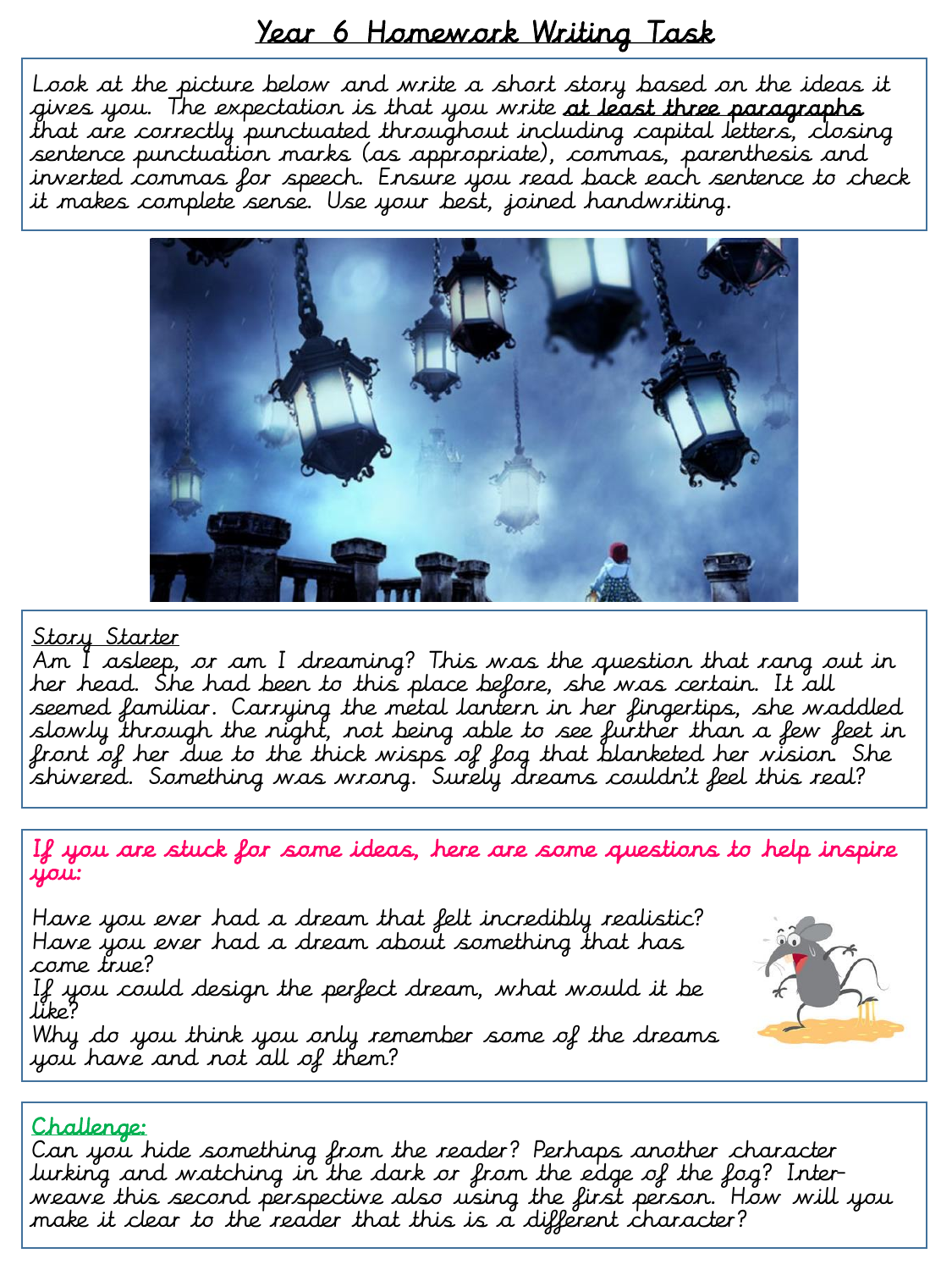# Year 6 Homework Writing Task

Look at the picture below and write a short story based on the ideas it gives you. The expectation is that you write **at least three paragraphs** that are correctly punctuated throughout including capital letters, closing sentence punctuation marks (as appropriate), commas, parenthesis and inverted commas for speech. Ensure you read back each sentence to check it makes complete sense. Use your best, joined handwriting.

Story Starter

Am I asleep, or am I dreaming? This was the question that rang out in her head. She had been to this place before, she was certain. It all seemed familiar. Carrying the metal lantern in her fingertips, she waddled slowly through the night, not being able to see further than a few feet in front of her due to the thick wisps of fog that blanketed her vision. She shivered. Something was wrong. Surely dreams couldn't feel this real?

If you are stuck for some ideas, here are some questions to help inspire you:

Have you ever had a dream that felt incredibly realistic?
Have you ever had a dream about something that has come true?
If you could design the perfect dream, what would it be like?
Why do you think you only remember some of the dreams you have and not all of them?

Challenge:

Can you hide something from the reader? Perhaps another character lurking and watching in the dark or from the edge of the fog? Interweave this second perspective also using the first person. How will you make it clear to the reader that this is a different character?